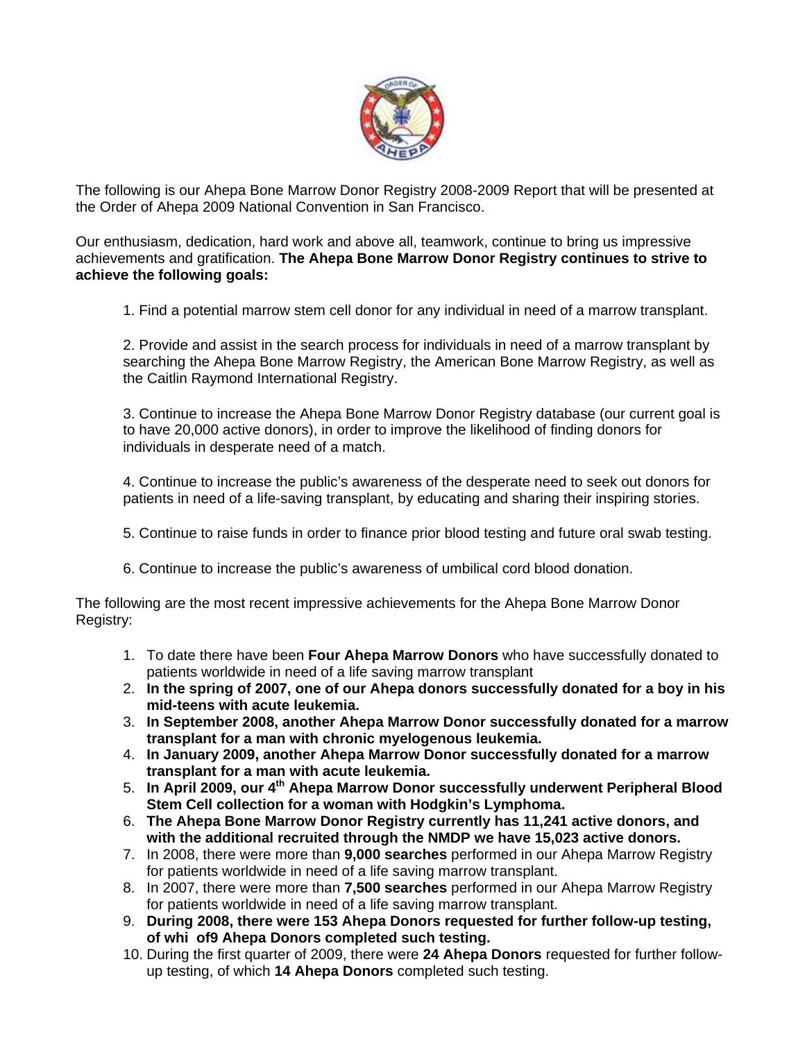The following is our Ahepa Bone Marrow Donor Registry 2008-2009 Report that will be presented at the Order of Ahepa 2009 National Convention in San Francisco.

Our enthusiasm, dedication, hard work and above all, teamwork, continue to bring us impressive achievements and gratification. **The Ahepa Bone Marrow Donor Registry continues to strive to achieve the following goals:**

> 1. Find a potential marrow stem cell donor for any individual in need of a marrow transplant.
>
> 2. Provide and assist in the search process for individuals in need of a marrow transplant by searching the Ahepa Bone Marrow Registry, the American Bone Marrow Registry, as well as the Caitlin Raymond International Registry.
>
> 3. Continue to increase the Ahepa Bone Marrow Donor Registry database (our current goal is to have 20,000 active donors), in order to improve the likelihood of finding donors for individuals in desperate need of a match.
>
> 4. Continue to increase the public's awareness of the desperate need to seek out donors for patients in need of a life-saving transplant, by educating and sharing their inspiring stories.
>
> 5. Continue to raise funds in order to finance prior blood testing and future oral swab testing.
>
> 6. Continue to increase the public's awareness of umbilical cord blood donation.

The following are the most recent impressive achievements for the Ahepa Bone Marrow Donor Registry:

1. To date there have been **Four Ahepa Marrow Donors** who have successfully donated to patients worldwide in need of a life saving marrow transplant
2. **In the spring of 2007, one of our Ahepa donors successfully donated for a boy in his mid-teens with acute leukemia.**
3. **In September 2008, another Ahepa Marrow Donor successfully donated for a marrow transplant for a man with chronic myelogenous leukemia.**
4. **In January 2009, another Ahepa Marrow Donor successfully donated for a marrow transplant for a man with acute leukemia.**
5. **In April 2009, our 4th Ahepa Marrow Donor successfully underwent Peripheral Blood Stem Cell collection for a woman with Hodgkin's Lymphoma.**
6. **The Ahepa Bone Marrow Donor Registry currently has 11,241 active donors, and with the additional recruited through the NMDP we have 15,023 active donors.**
7. In 2008, there were more than **9,000 searches** performed in our Ahepa Marrow Registry for patients worldwide in need of a life saving marrow transplant.
8. In 2007, there were more than **7,500 searches** performed in our Ahepa Marrow Registry for patients worldwide in need of a life saving marrow transplant.
9. **During 2008, there were 153 Ahepa Donors requested for further follow-up testing, of whi of9 Ahepa Donors completed such testing.**
10. During the first quarter of 2009, there were **24 Ahepa Donors** requested for further follow-up testing, of which **14 Ahepa Donors** completed such testing.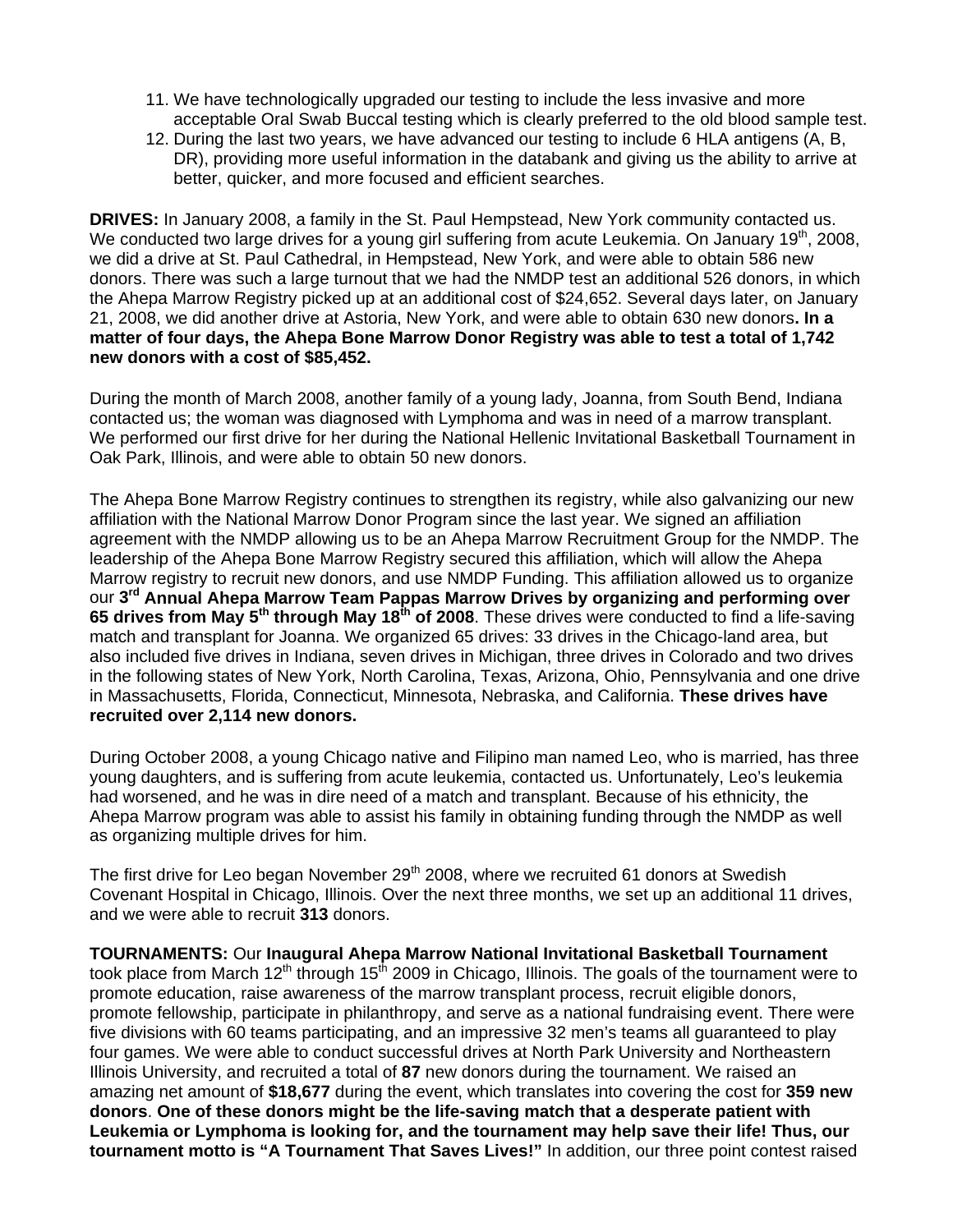11. We have technologically upgraded our testing to include the less invasive and more acceptable Oral Swab Buccal testing which is clearly preferred to the old blood sample test.
12. During the last two years, we have advanced our testing to include 6 HLA antigens (A, B, DR), providing more useful information in the databank and giving us the ability to arrive at better, quicker, and more focused and efficient searches.

**DRIVES:** In January 2008, a family in the St. Paul Hempstead, New York community contacted us. We conducted two large drives for a young girl suffering from acute Leukemia. On January 19th, 2008, we did a drive at St. Paul Cathedral, in Hempstead, New York, and were able to obtain 586 new donors. There was such a large turnout that we had the NMDP test an additional 526 donors, in which the Ahepa Marrow Registry picked up at an additional cost of $24,652. Several days later, on January 21, 2008, we did another drive at Astoria, New York, and were able to obtain 630 new donors**. In a matter of four days, the Ahepa Bone Marrow Donor Registry was able to test a total of 1,742 new donors with a cost of $85,452.**

During the month of March 2008, another family of a young lady, Joanna, from South Bend, Indiana contacted us; the woman was diagnosed with Lymphoma and was in need of a marrow transplant. We performed our first drive for her during the National Hellenic Invitational Basketball Tournament in Oak Park, Illinois, and were able to obtain 50 new donors.

The Ahepa Bone Marrow Registry continues to strengthen its registry, while also galvanizing our new affiliation with the National Marrow Donor Program since the last year. We signed an affiliation agreement with the NMDP allowing us to be an Ahepa Marrow Recruitment Group for the NMDP. The leadership of the Ahepa Bone Marrow Registry secured this affiliation, which will allow the Ahepa Marrow registry to recruit new donors, and use NMDP Funding. This affiliation allowed us to organize our **3rd Annual Ahepa Marrow Team Pappas Marrow Drives by organizing and performing over 65 drives from May 5th through May 18th of 2008**. These drives were conducted to find a life-saving match and transplant for Joanna. We organized 65 drives: 33 drives in the Chicago-land area, but also included five drives in Indiana, seven drives in Michigan, three drives in Colorado and two drives in the following states of New York, North Carolina, Texas, Arizona, Ohio, Pennsylvania and one drive in Massachusetts, Florida, Connecticut, Minnesota, Nebraska, and California. **These drives have recruited over 2,114 new donors.**

During October 2008, a young Chicago native and Filipino man named Leo, who is married, has three young daughters, and is suffering from acute leukemia, contacted us. Unfortunately, Leo's leukemia had worsened, and he was in dire need of a match and transplant. Because of his ethnicity, the Ahepa Marrow program was able to assist his family in obtaining funding through the NMDP as well as organizing multiple drives for him.

The first drive for Leo began November 29th 2008, where we recruited 61 donors at Swedish Covenant Hospital in Chicago, Illinois. Over the next three months, we set up an additional 11 drives, and we were able to recruit **313** donors.

**TOURNAMENTS:** Our **Inaugural Ahepa Marrow National Invitational Basketball Tournament** took place from March 12th through 15th 2009 in Chicago, Illinois. The goals of the tournament were to promote education, raise awareness of the marrow transplant process, recruit eligible donors, promote fellowship, participate in philanthropy, and serve as a national fundraising event. There were five divisions with 60 teams participating, and an impressive 32 men's teams all guaranteed to play four games. We were able to conduct successful drives at North Park University and Northeastern Illinois University, and recruited a total of **87** new donors during the tournament. We raised an amazing net amount of **$18,677** during the event, which translates into covering the cost for **359 new donors**. **One of these donors might be the life-saving match that a desperate patient with Leukemia or Lymphoma is looking for, and the tournament may help save their life! Thus, our tournament motto is "A Tournament That Saves Lives!"** In addition, our three point contest raised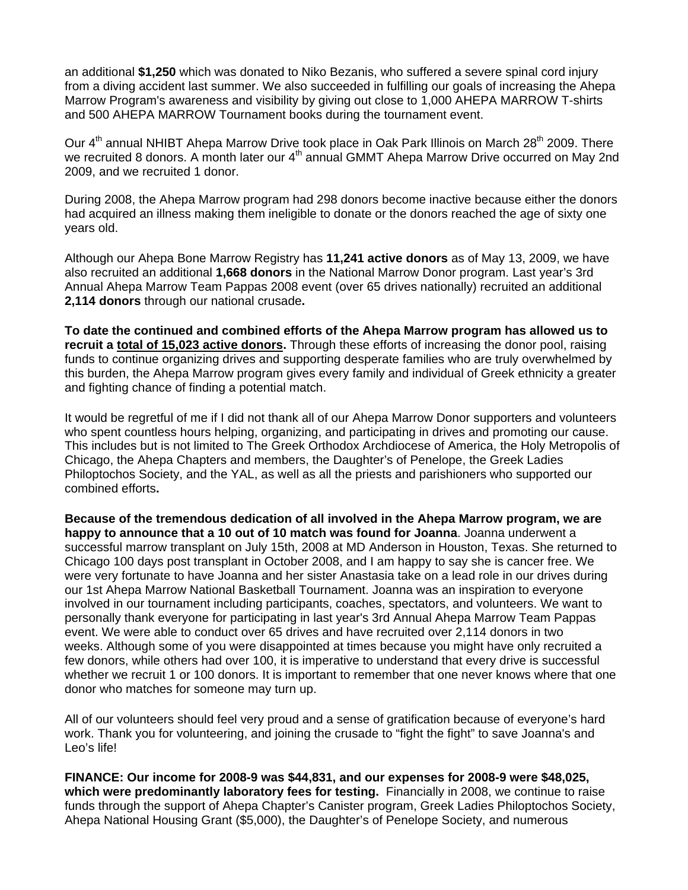an additional **$1,250** which was donated to Niko Bezanis, who suffered a severe spinal cord injury from a diving accident last summer. We also succeeded in fulfilling our goals of increasing the Ahepa Marrow Program's awareness and visibility by giving out close to 1,000 AHEPA MARROW T-shirts and 500 AHEPA MARROW Tournament books during the tournament event.

Our 4th annual NHIBT Ahepa Marrow Drive took place in Oak Park Illinois on March 28th 2009. There we recruited 8 donors. A month later our 4th annual GMMT Ahepa Marrow Drive occurred on May 2nd 2009, and we recruited 1 donor.

During 2008, the Ahepa Marrow program had 298 donors become inactive because either the donors had acquired an illness making them ineligible to donate or the donors reached the age of sixty one years old.

Although our Ahepa Bone Marrow Registry has **11,241 active donors** as of May 13, 2009, we have also recruited an additional **1,668 donors** in the National Marrow Donor program. Last year's 3rd Annual Ahepa Marrow Team Pappas 2008 event (over 65 drives nationally) recruited an additional **2,114 donors** through our national crusade**.**

**To date the continued and combined efforts of the Ahepa Marrow program has allowed us to recruit a <u>total of 15,023 active donors</u>.** Through these efforts of increasing the donor pool, raising funds to continue organizing drives and supporting desperate families who are truly overwhelmed by this burden, the Ahepa Marrow program gives every family and individual of Greek ethnicity a greater and fighting chance of finding a potential match.

It would be regretful of me if I did not thank all of our Ahepa Marrow Donor supporters and volunteers who spent countless hours helping, organizing, and participating in drives and promoting our cause. This includes but is not limited to The Greek Orthodox Archdiocese of America, the Holy Metropolis of Chicago, the Ahepa Chapters and members, the Daughter's of Penelope, the Greek Ladies Philoptochos Society, and the YAL, as well as all the priests and parishioners who supported our combined efforts**.**

**Because of the tremendous dedication of all involved in the Ahepa Marrow program, we are happy to announce that a 10 out of 10 match was found for Joanna**. Joanna underwent a successful marrow transplant on July 15th, 2008 at MD Anderson in Houston, Texas. She returned to Chicago 100 days post transplant in October 2008, and I am happy to say she is cancer free. We were very fortunate to have Joanna and her sister Anastasia take on a lead role in our drives during our 1st Ahepa Marrow National Basketball Tournament. Joanna was an inspiration to everyone involved in our tournament including participants, coaches, spectators, and volunteers. We want to personally thank everyone for participating in last year's 3rd Annual Ahepa Marrow Team Pappas event. We were able to conduct over 65 drives and have recruited over 2,114 donors in two weeks. Although some of you were disappointed at times because you might have only recruited a few donors, while others had over 100, it is imperative to understand that every drive is successful whether we recruit 1 or 100 donors. It is important to remember that one never knows where that one donor who matches for someone may turn up.

All of our volunteers should feel very proud and a sense of gratification because of everyone's hard work. Thank you for volunteering, and joining the crusade to "fight the fight" to save Joanna's and Leo's life!

**FINANCE: Our income for 2008-9 was $44,831, and our expenses for 2008-9 were $48,025, which were predominantly laboratory fees for testing.** Financially in 2008, we continue to raise funds through the support of Ahepa Chapter's Canister program, Greek Ladies Philoptochos Society, Ahepa National Housing Grant ($5,000), the Daughter's of Penelope Society, and numerous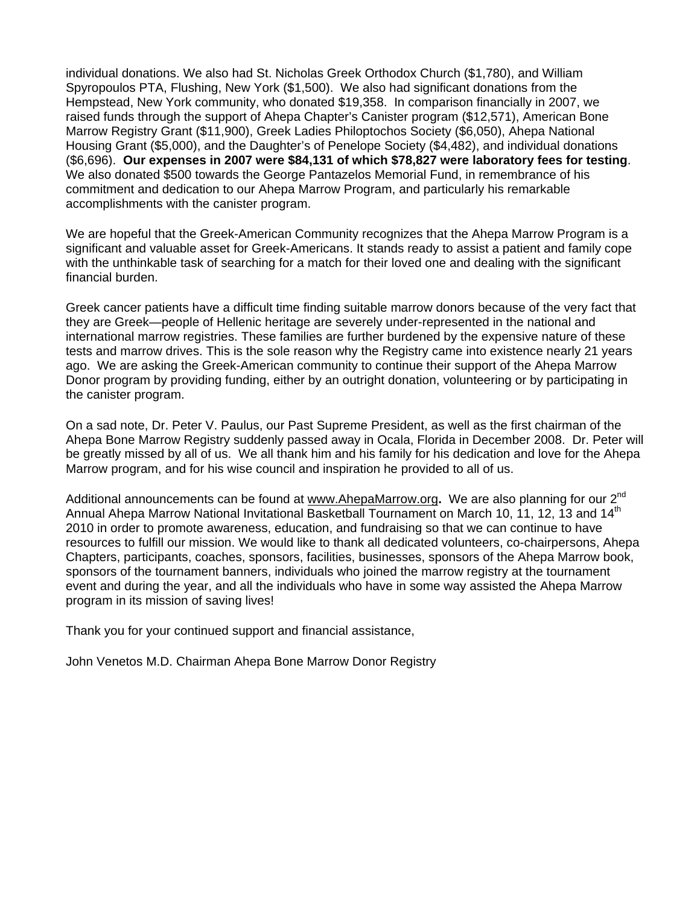individual donations. We also had St. Nicholas Greek Orthodox Church ($1,780), and William Spyropoulos PTA, Flushing, New York ($1,500). We also had significant donations from the Hempstead, New York community, who donated $19,358. In comparison financially in 2007, we raised funds through the support of Ahepa Chapter's Canister program ($12,571), American Bone Marrow Registry Grant ($11,900), Greek Ladies Philoptochos Society ($6,050), Ahepa National Housing Grant ($5,000), and the Daughter's of Penelope Society ($4,482), and individual donations ($6,696). **Our expenses in 2007 were $84,131 of which $78,827 were laboratory fees for testing**. We also donated $500 towards the George Pantazelos Memorial Fund, in remembrance of his commitment and dedication to our Ahepa Marrow Program, and particularly his remarkable accomplishments with the canister program.

We are hopeful that the Greek-American Community recognizes that the Ahepa Marrow Program is a significant and valuable asset for Greek-Americans. It stands ready to assist a patient and family cope with the unthinkable task of searching for a match for their loved one and dealing with the significant financial burden.

Greek cancer patients have a difficult time finding suitable marrow donors because of the very fact that they are Greek—people of Hellenic heritage are severely under-represented in the national and international marrow registries. These families are further burdened by the expensive nature of these tests and marrow drives. This is the sole reason why the Registry came into existence nearly 21 years ago. We are asking the Greek-American community to continue their support of the Ahepa Marrow Donor program by providing funding, either by an outright donation, volunteering or by participating in the canister program.

On a sad note, Dr. Peter V. Paulus, our Past Supreme President, as well as the first chairman of the Ahepa Bone Marrow Registry suddenly passed away in Ocala, Florida in December 2008. Dr. Peter will be greatly missed by all of us. We all thank him and his family for his dedication and love for the Ahepa Marrow program, and for his wise council and inspiration he provided to all of us.

Additional announcements can be found at www.AhepaMarrow.org**.** We are also planning for our 2nd Annual Ahepa Marrow National Invitational Basketball Tournament on March 10, 11, 12, 13 and 14th 2010 in order to promote awareness, education, and fundraising so that we can continue to have resources to fulfill our mission. We would like to thank all dedicated volunteers, co-chairpersons, Ahepa Chapters, participants, coaches, sponsors, facilities, businesses, sponsors of the Ahepa Marrow book, sponsors of the tournament banners, individuals who joined the marrow registry at the tournament event and during the year, and all the individuals who have in some way assisted the Ahepa Marrow program in its mission of saving lives!

Thank you for your continued support and financial assistance,

John Venetos M.D. Chairman Ahepa Bone Marrow Donor Registry